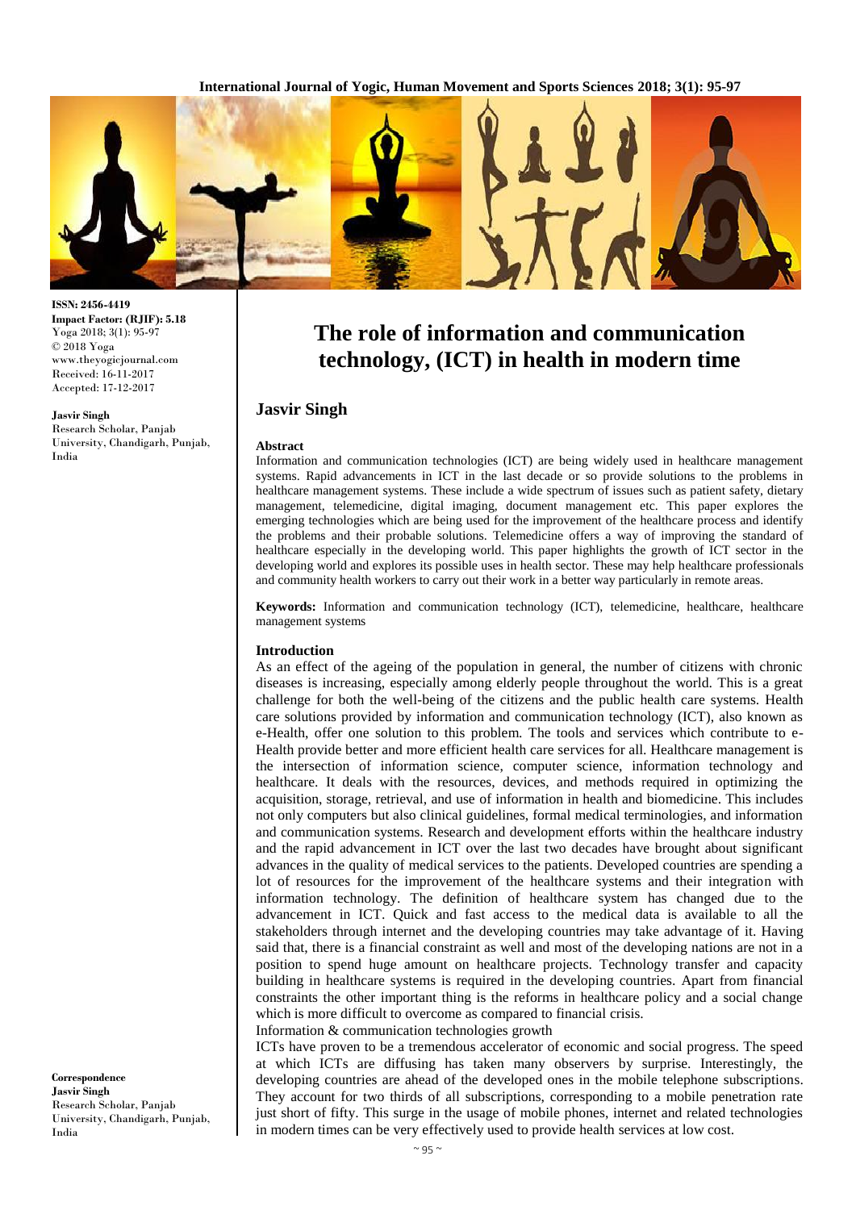ISSN: 2456-4419
**Impact Factor: (RJIF): 5.18**
Yoga 2018; 3(1): 95-97
© 2018 Yoga
www.theyogicjournal.com
Received: 16-11-2017
Accepted: 17-12-2017

**Jasvir Singh**
Research Scholar, Panjab University, Chandigarh, Punjab, India

**Correspondence**
**Jasvir Singh**
Research Scholar, Panjab University, Chandigarh, Punjab, India

# The role of information and communication technology, (ICT) in health in modern time

## Jasvir Singh

### Abstract

Information and communication technologies (ICT) are being widely used in healthcare management systems. Rapid advancements in ICT in the last decade or so provide solutions to the problems in healthcare management systems. These include a wide spectrum of issues such as patient safety, dietary management, telemedicine, digital imaging, document management etc. This paper explores the emerging technologies which are being used for the improvement of the healthcare process and identify the problems and their probable solutions. Telemedicine offers a way of improving the standard of healthcare especially in the developing world. This paper highlights the growth of ICT sector in the developing world and explores its possible uses in health sector. These may help healthcare professionals and community health workers to carry out their work in a better way particularly in remote areas.

**Keywords:** Information and communication technology (ICT), telemedicine, healthcare, healthcare management systems

### Introduction

As an effect of the ageing of the population in general, the number of citizens with chronic diseases is increasing, especially among elderly people throughout the world. This is a great challenge for both the well-being of the citizens and the public health care systems. Health care solutions provided by information and communication technology (ICT), also known as e-Health, offer one solution to this problem. The tools and services which contribute to e-Health provide better and more efficient health care services for all. Healthcare management is the intersection of information science, computer science, information technology and healthcare. It deals with the resources, devices, and methods required in optimizing the acquisition, storage, retrieval, and use of information in health and biomedicine. This includes not only computers but also clinical guidelines, formal medical terminologies, and information and communication systems. Research and development efforts within the healthcare industry and the rapid advancement in ICT over the last two decades have brought about significant advances in the quality of medical services to the patients. Developed countries are spending a lot of resources for the improvement of the healthcare systems and their integration with information technology. The definition of healthcare system has changed due to the advancement in ICT. Quick and fast access to the medical data is available to all the stakeholders through internet and the developing countries may take advantage of it. Having said that, there is a financial constraint as well and most of the developing nations are not in a position to spend huge amount on healthcare projects. Technology transfer and capacity building in healthcare systems is required in the developing countries. Apart from financial constraints the other important thing is the reforms in healthcare policy and a social change which is more difficult to overcome as compared to financial crisis.

Information & communication technologies growth

ICTs have proven to be a tremendous accelerator of economic and social progress. The speed at which ICTs are diffusing has taken many observers by surprise. Interestingly, the developing countries are ahead of the developed ones in the mobile telephone subscriptions. They account for two thirds of all subscriptions, corresponding to a mobile penetration rate just short of fifty. This surge in the usage of mobile phones, internet and related technologies in modern times can be very effectively used to provide health services at low cost.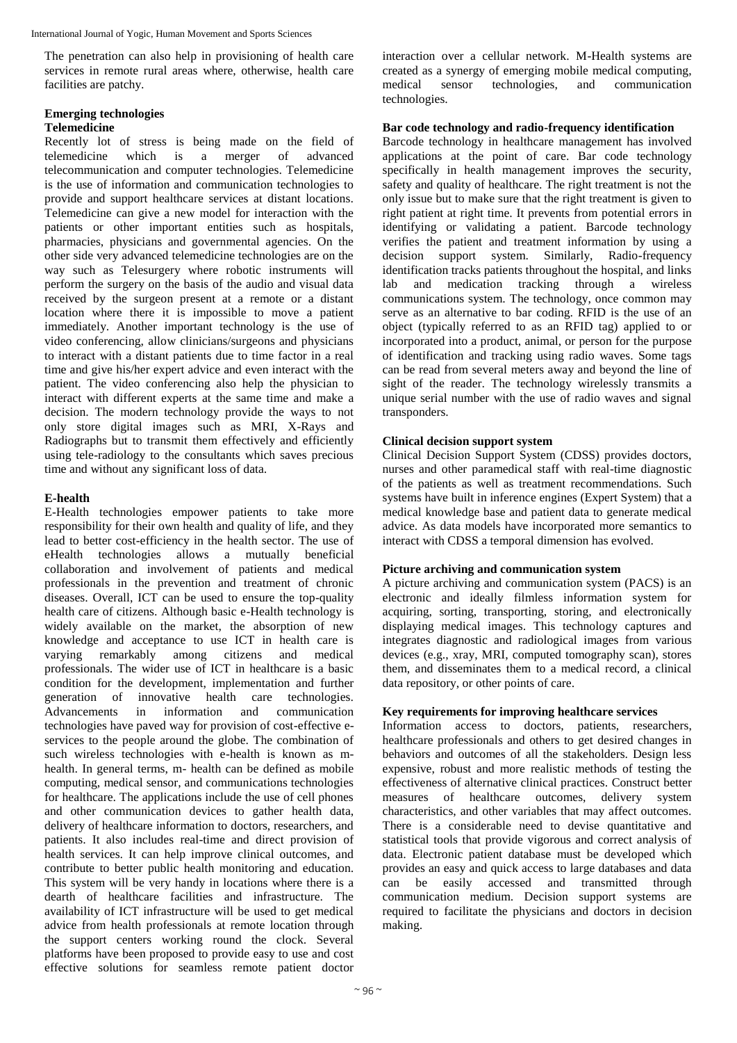The penetration can also help in provisioning of health care services in remote rural areas where, otherwise, health care facilities are patchy.

## Emerging technologies

### Telemedicine

Recently lot of stress is being made on the field of telemedicine which is a merger of advanced telecommunication and computer technologies. Telemedicine is the use of information and communication technologies to provide and support healthcare services at distant locations. Telemedicine can give a new model for interaction with the patients or other important entities such as hospitals, pharmacies, physicians and governmental agencies. On the other side very advanced telemedicine technologies are on the way such as Telesurgery where robotic instruments will perform the surgery on the basis of the audio and visual data received by the surgeon present at a remote or a distant location where there it is impossible to move a patient immediately. Another important technology is the use of video conferencing, allow clinicians/surgeons and physicians to interact with a distant patients due to time factor in a real time and give his/her expert advice and even interact with the patient. The video conferencing also help the physician to interact with different experts at the same time and make a decision. The modern technology provide the ways to not only store digital images such as MRI, X-Rays and Radiographs but to transmit them effectively and efficiently using tele-radiology to the consultants which saves precious time and without any significant loss of data.

### E-health

E-Health technologies empower patients to take more responsibility for their own health and quality of life, and they lead to better cost-efficiency in the health sector. The use of eHealth technologies allows a mutually beneficial collaboration and involvement of patients and medical professionals in the prevention and treatment of chronic diseases. Overall, ICT can be used to ensure the top-quality health care of citizens. Although basic e-Health technology is widely available on the market, the absorption of new knowledge and acceptance to use ICT in health care is varying remarkably among citizens and medical professionals. The wider use of ICT in healthcare is a basic condition for the development, implementation and further generation of innovative health care technologies. Advancements in information and communication technologies have paved way for provision of cost-effective e-services to the people around the globe. The combination of such wireless technologies with e-health is known as m-health. In general terms, m- health can be defined as mobile computing, medical sensor, and communications technologies for healthcare. The applications include the use of cell phones and other communication devices to gather health data, delivery of healthcare information to doctors, researchers, and patients. It also includes real-time and direct provision of health services. It can help improve clinical outcomes, and contribute to better public health monitoring and education. This system will be very handy in locations where there is a dearth of healthcare facilities and infrastructure. The availability of ICT infrastructure will be used to get medical advice from health professionals at remote location through the support centers working round the clock. Several platforms have been proposed to provide easy to use and cost effective solutions for seamless remote patient doctor interaction over a cellular network. M-Health systems are created as a synergy of emerging mobile medical computing, medical sensor technologies, and communication technologies.

### Bar code technology and radio-frequency identification

Barcode technology in healthcare management has involved applications at the point of care. Bar code technology specifically in health management improves the security, safety and quality of healthcare. The right treatment is not the only issue but to make sure that the right treatment is given to right patient at right time. It prevents from potential errors in identifying or validating a patient. Barcode technology verifies the patient and treatment information by using a decision support system. Similarly, Radio-frequency identification tracks patients throughout the hospital, and links lab and medication tracking through a wireless communications system. The technology, once common may serve as an alternative to bar coding. RFID is the use of an object (typically referred to as an RFID tag) applied to or incorporated into a product, animal, or person for the purpose of identification and tracking using radio waves. Some tags can be read from several meters away and beyond the line of sight of the reader. The technology wirelessly transmits a unique serial number with the use of radio waves and signal transponders.

### Clinical decision support system

Clinical Decision Support System (CDSS) provides doctors, nurses and other paramedical staff with real-time diagnostic of the patients as well as treatment recommendations. Such systems have built in inference engines (Expert System) that a medical knowledge base and patient data to generate medical advice. As data models have incorporated more semantics to interact with CDSS a temporal dimension has evolved.

### Picture archiving and communication system

A picture archiving and communication system (PACS) is an electronic and ideally filmless information system for acquiring, sorting, transporting, storing, and electronically displaying medical images. This technology captures and integrates diagnostic and radiological images from various devices (e.g., xray, MRI, computed tomography scan), stores them, and disseminates them to a medical record, a clinical data repository, or other points of care.

### Key requirements for improving healthcare services

Information access to doctors, patients, researchers, healthcare professionals and others to get desired changes in behaviors and outcomes of all the stakeholders. Design less expensive, robust and more realistic methods of testing the effectiveness of alternative clinical practices. Construct better measures of healthcare outcomes, delivery system characteristics, and other variables that may affect outcomes. There is a considerable need to devise quantitative and statistical tools that provide vigorous and correct analysis of data. Electronic patient database must be developed which provides an easy and quick access to large databases and data can be easily accessed and transmitted through communication medium. Decision support systems are required to facilitate the physicians and doctors in decision making.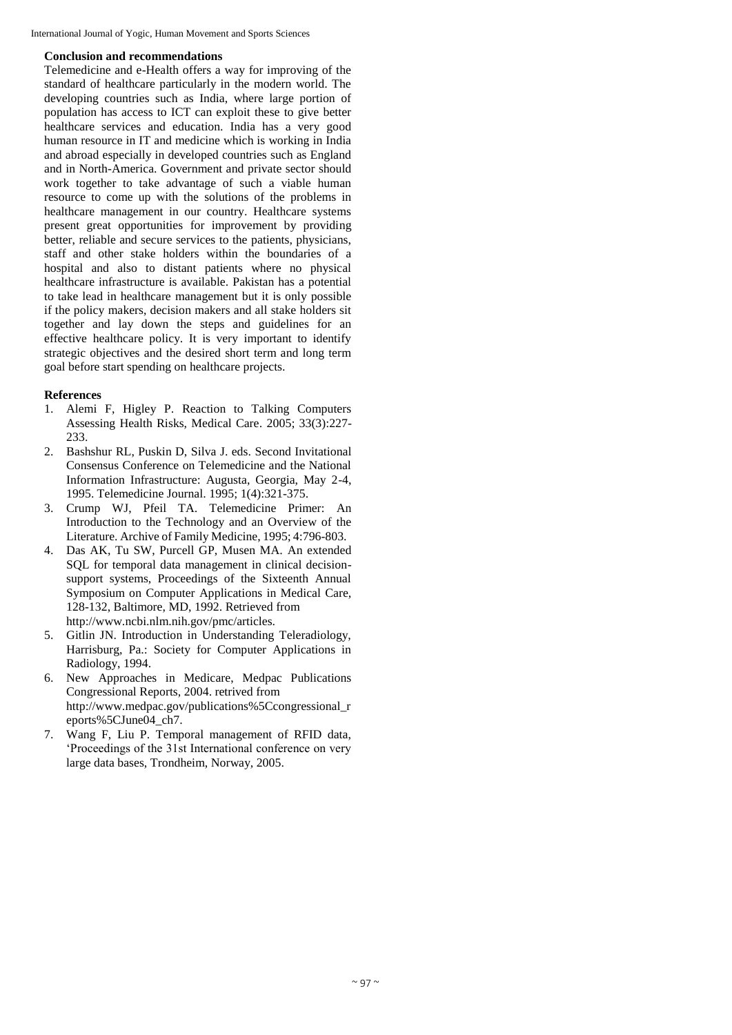## Conclusion and recommendations

Telemedicine and e-Health offers a way for improving of the standard of healthcare particularly in the modern world. The developing countries such as India, where large portion of population has access to ICT can exploit these to give better healthcare services and education. India has a very good human resource in IT and medicine which is working in India and abroad especially in developed countries such as England and in North-America. Government and private sector should work together to take advantage of such a viable human resource to come up with the solutions of the problems in healthcare management in our country. Healthcare systems present great opportunities for improvement by providing better, reliable and secure services to the patients, physicians, staff and other stake holders within the boundaries of a hospital and also to distant patients where no physical healthcare infrastructure is available. Pakistan has a potential to take lead in healthcare management but it is only possible if the policy makers, decision makers and all stake holders sit together and lay down the steps and guidelines for an effective healthcare policy. It is very important to identify strategic objectives and the desired short term and long term goal before start spending on healthcare projects.

## References

1. Alemi F, Higley P. Reaction to Talking Computers Assessing Health Risks, Medical Care. 2005; 33(3):227-233.
2. Bashshur RL, Puskin D, Silva J. eds. Second Invitational Consensus Conference on Telemedicine and the National Information Infrastructure: Augusta, Georgia, May 2-4, 1995. Telemedicine Journal. 1995; 1(4):321-375.
3. Crump WJ, Pfeil TA. Telemedicine Primer: An Introduction to the Technology and an Overview of the Literature. Archive of Family Medicine, 1995; 4:796-803.
4. Das AK, Tu SW, Purcell GP, Musen MA. An extended SQL for temporal data management in clinical decision-support systems, Proceedings of the Sixteenth Annual Symposium on Computer Applications in Medical Care, 128-132, Baltimore, MD, 1992. Retrieved from http://www.ncbi.nlm.nih.gov/pmc/articles.
5. Gitlin JN. Introduction in Understanding Teleradiology, Harrisburg, Pa.: Society for Computer Applications in Radiology, 1994.
6. New Approaches in Medicare, Medpac Publications Congressional Reports, 2004. retrived from http://www.medpac.gov/publications%5Ccongressional_reports%5CJune04_ch7.
7. Wang F, Liu P. Temporal management of RFID data, 'Proceedings of the 31st International conference on very large data bases, Trondheim, Norway, 2005.